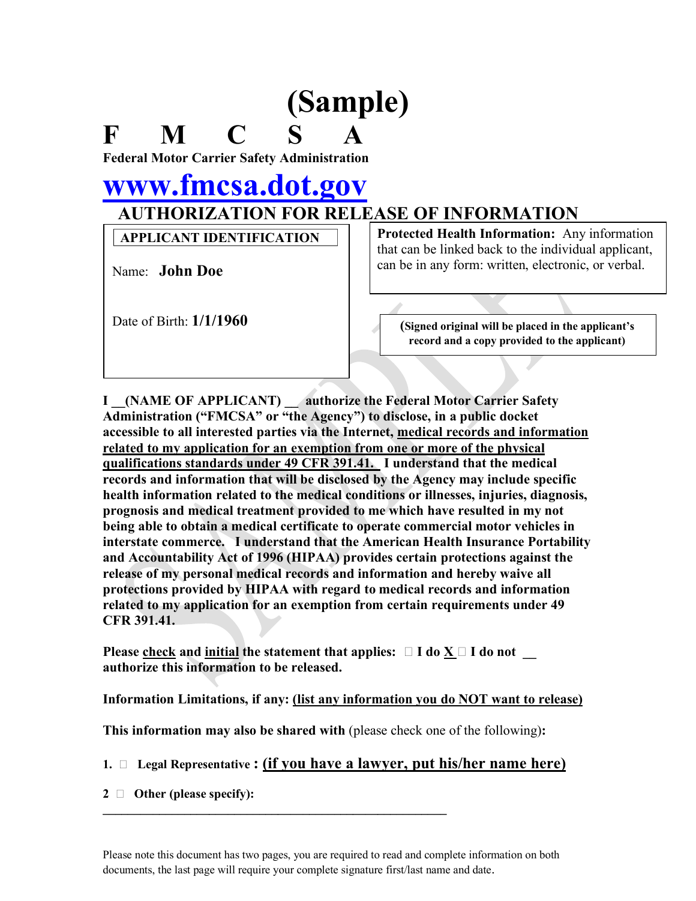# (Sample)

**F M C S A**

**Federal Motor Carrier Safety Administration**

## www.fmcsa.dot.gov

## AUTHORIZATION FOR RELEASE OF INFORMATION

**APPLICANT IDENTIFICATION**

Name: **John Doe**

Date of Birth: **1/1/1960**

**Protected Health Information:** Any information that can be linked back to the individual applicant, can be in any form: written, electronic, or verbal.

**(Signed original will be placed in the applicant's record and a copy provided to the applicant)**

**I __(NAME OF APPLICANT) __ authorize the Federal Motor Carrier Safety Administration ("FMCSA" or "the Agency") to disclose, in a public docket accessible to all interested parties via the Internet, <u>medical records and information related to my application for an exemption from one or more of the physical qualifications standards under 49 CFR 391.41.</u> I understand that the medical records and information that will be disclosed by the Agency may include specific health information related to the medical conditions or illnesses, injuries, diagnosis, prognosis and medical treatment provided to me which have resulted in my not being able to obtain a medical certificate to operate commercial motor vehicles in interstate commerce. I understand that the American Health Insurance Portability and Accountability Act of 1996 (HIPAA) provides certain protections against the release of my personal medical records and information and hereby waive all protections provided by HIPAA with regard to medical records and information related to my application for an exemption from certain requirements under 49 CFR 391.41.**

**Please <u>check</u> and <u>initial</u> the statement that applies: ☐ I do <u>X</u> ☐ I do not __ authorize this information to be released.**

**Information Limitations, if any: <u>(list any information you do NOT want to release)</u>**

**This information may also be shared with** (please check one of the following)**:**

**1. ☐ Legal Representative : <u>(if you have a lawyer, put his/her name here)</u>**

**2 ☐ Other (please specify):**

______________________________________________________

Please note this document has two pages, you are required to read and complete information on both documents, the last page will require your complete signature first/last name and date.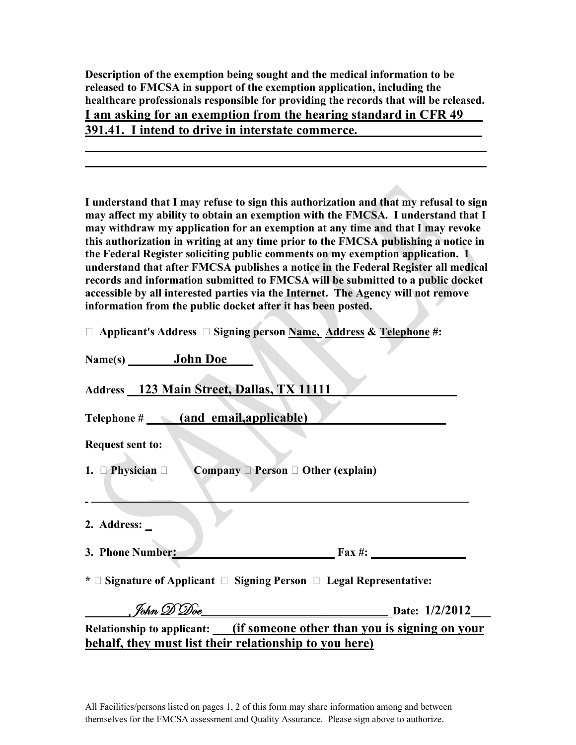**Description of the exemption being sought and the medical information to be released to FMCSA in support of the exemption application, including the healthcare professionals responsible for providing the records that will be released.**

**I am asking for an exemption from the hearing standard in CFR 49 391.41. I intend to drive in interstate commerce.**

**I understand that I may refuse to sign this authorization and that my refusal to sign may affect my ability to obtain an exemption with the FMCSA. I understand that I may withdraw my application for an exemption at any time and that I may revoke this authorization in writing at any time prior to the FMCSA publishing a notice in the Federal Register soliciting public comments on my exemption application. I understand that after FMCSA publishes a notice in the Federal Register all medical records and information submitted to FMCSA will be submitted to a public docket accessible by all interested parties via the Internet. The Agency will not remove information from the public docket after it has been posted.**

**☐ Applicant's Address ☐ Signing person Name, Address & Telephone #:**

**Name(s)** **John Doe**

**Address** **123 Main Street, Dallas, TX 11111**

**Telephone #** **(and email,applicable)**

**Request sent to:**

**1. ☐ Physician ☐ Company ☐ Person ☐ Other (explain)**

**2. Address:**

**3. Phone Number:** ____________ **Fax #:** ____________

**\* ☐ Signature of Applicant ☐ Signing Person ☐ Legal Representative:**

*John D Doe* **Date: 1/2/2012**

**Relationship to applicant:** **(if someone other than you is signing on your behalf, they must list their relationship to you here)**

All Facilities/persons listed on pages 1, 2 of this form may share information among and between themselves for the FMCSA assessment and Quality Assurance. Please sign above to authorize.